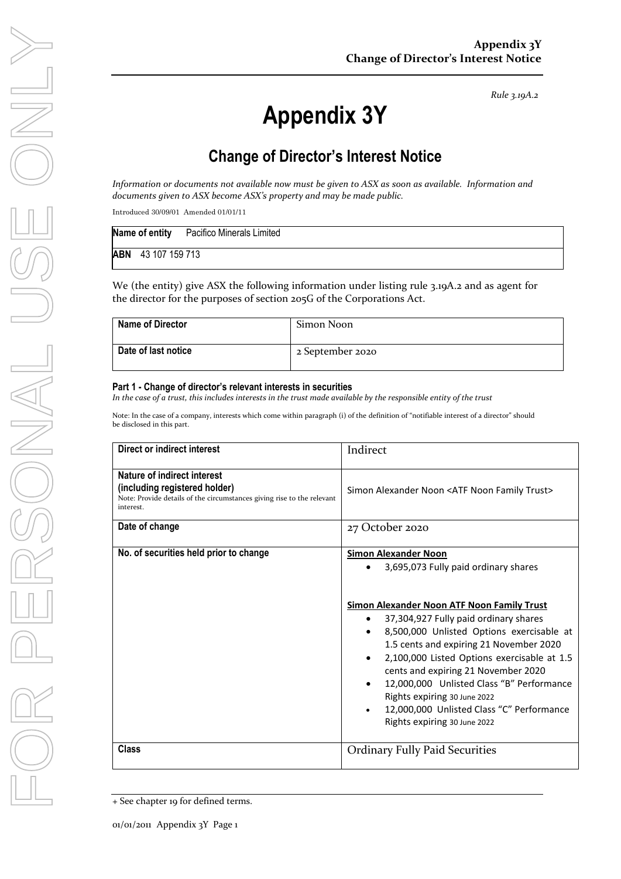*Rule 3.19A.2*

# Appendix 3Y

## Change of Director's Interest Notice

*Information or documents not available now must be given to ASX as soon as available. Information and documents given to ASX become ASX's property and may be made public.*

Introduced 30/09/01 Amended 01/01/11

| | |
|---|---|
| **Name of entity** | Pacifico Minerals Limited |
| **ABN** | 43 107 159 713 |

We (the entity) give ASX the following information under listing rule 3.19A.2 and as agent for the director for the purposes of section 205G of the Corporations Act.

| | |
|---|---|
| **Name of Director** | Simon Noon |
| **Date of last notice** | 2 September 2020 |

**Part 1 - Change of director's relevant interests in securities**

*In the case of a trust, this includes interests in the trust made available by the responsible entity of the trust*

Note: In the case of a company, interests which come within paragraph (i) of the definition of "notifiable interest of a director" should be disclosed in this part.

| | |
|---|---|
| **Direct or indirect interest** | Indirect |
| **Nature of indirect interest (including registered holder)**<br>Note: Provide details of the circumstances giving rise to the relevant interest. | Simon Alexander Noon <ATF Noon Family Trust> |
| **Date of change** | 27 October 2020 |
| **No. of securities held prior to change** | **Simon Alexander Noon**<br>• 3,695,073 Fully paid ordinary shares<br><br>**Simon Alexander Noon ATF Noon Family Trust**<br>• 37,304,927 Fully paid ordinary shares<br>• 8,500,000 Unlisted Options exercisable at 1.5 cents and expiring 21 November 2020<br>• 2,100,000 Listed Options exercisable at 1.5 cents and expiring 21 November 2020<br>• 12,000,000 Unlisted Class "B" Performance Rights expiring 30 June 2022<br>• 12,000,000 Unlisted Class "C" Performance Rights expiring 30 June 2022 |
| **Class** | Ordinary Fully Paid Securities |

+ See chapter 19 for defined terms.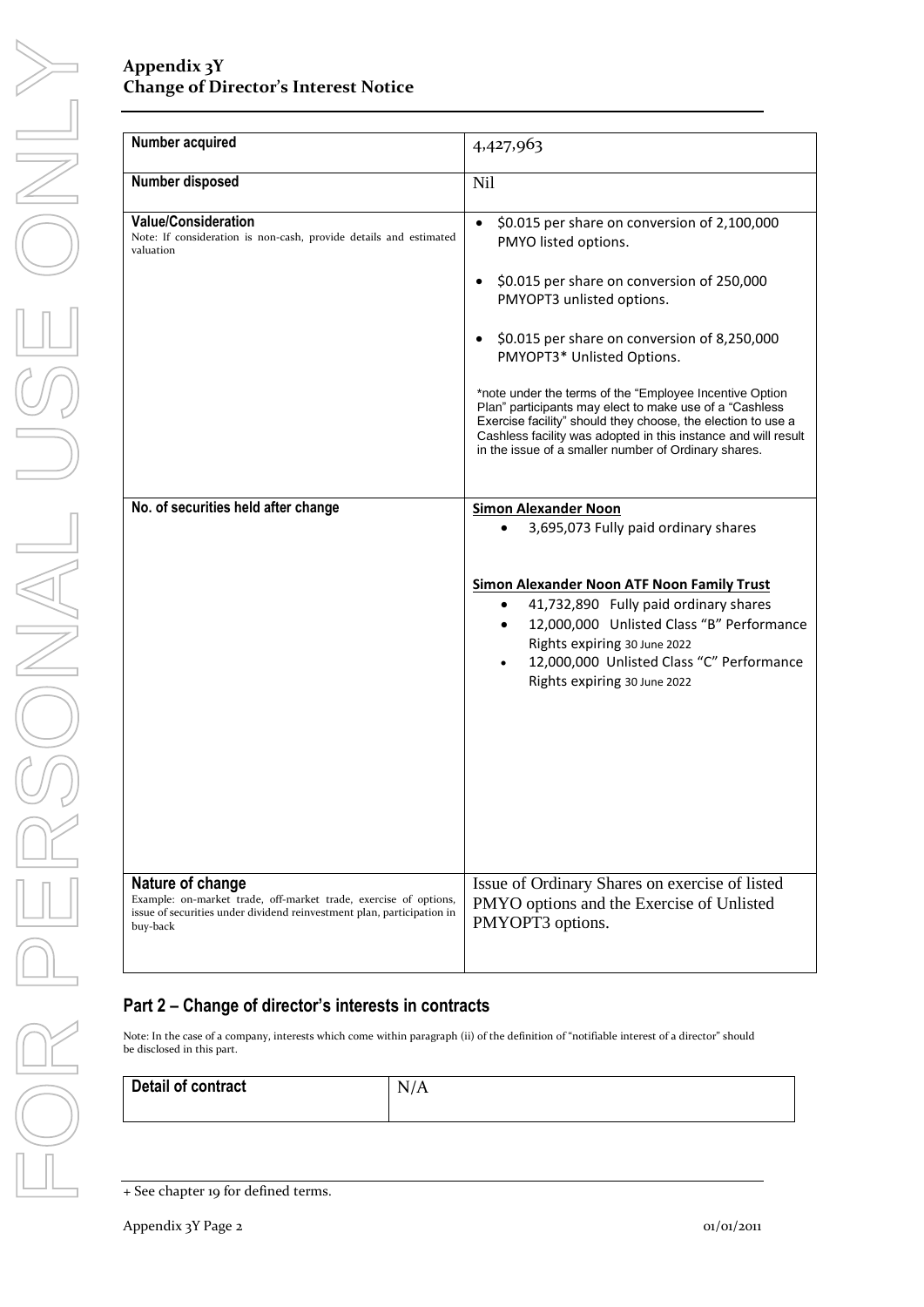| Number acquired | 4,427,963 |
|---|---|
| Number disposed | Nil |
| **Value/Consideration**<br>Note: If consideration is non-cash, provide details and estimated valuation | • $0.015 per share on conversion of 2,100,000 PMYO listed options.<br>• $0.015 per share on conversion of 250,000 PMYOPT3 unlisted options.<br>• $0.015 per share on conversion of 8,250,000 PMYOPT3* Unlisted Options.<br><br>*note under the terms of the "Employee Incentive Option Plan" participants may elect to make use of a "Cashless Exercise facility" should they choose, the election to use a Cashless facility was adopted in this instance and will result in the issue of a smaller number of Ordinary shares. |
| No. of securities held after change | **Simon Alexander Noon**<br>• 3,695,073 Fully paid ordinary shares<br><br>**Simon Alexander Noon ATF Noon Family Trust**<br>• 41,732,890 Fully paid ordinary shares<br>• 12,000,000 Unlisted Class "B" Performance Rights expiring 30 June 2022<br>• 12,000,000 Unlisted Class "C" Performance Rights expiring 30 June 2022 |
| **Nature of change**<br>Example: on-market trade, off-market trade, exercise of options, issue of securities under dividend reinvestment plan, participation in buy-back | Issue of Ordinary Shares on exercise of listed PMYO options and the Exercise of Unlisted PMYOPT3 options. |

## Part 2 – Change of director's interests in contracts

Note: In the case of a company, interests which come within paragraph (ii) of the definition of "notifiable interest of a director" should be disclosed in this part.

| Detail of contract | N/A |
|---|---|

+ See chapter 19 for defined terms.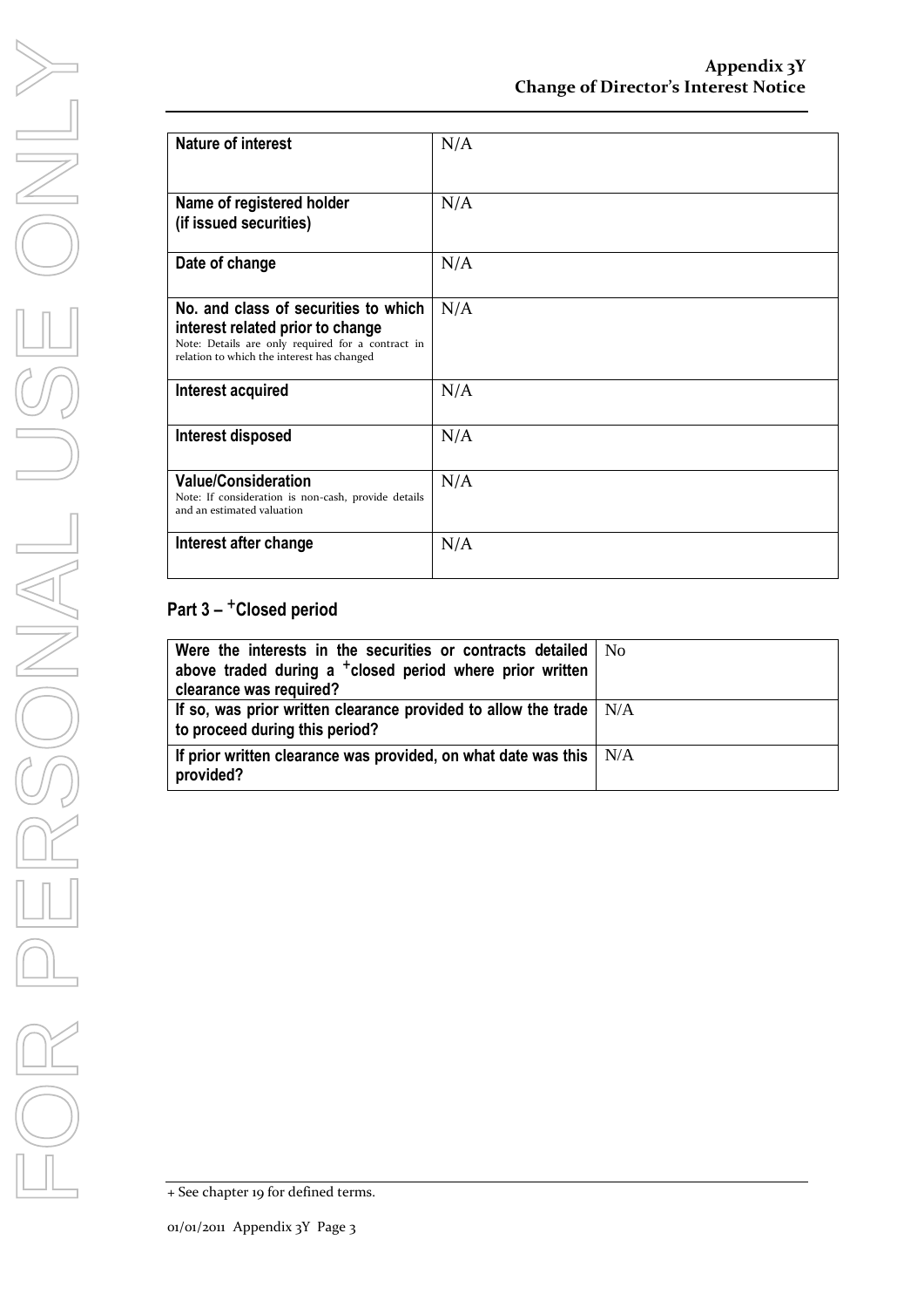| | |
|---|---|
| **Nature of interest** | N/A |
| **Name of registered holder (if issued securities)** | N/A |
| **Date of change** | N/A |
| **No. and class of securities to which interest related prior to change**<br>Note: Details are only required for a contract in relation to which the interest has changed | N/A |
| **Interest acquired** | N/A |
| **Interest disposed** | N/A |
| **Value/Consideration**<br>Note: If consideration is non-cash, provide details and an estimated valuation | N/A |
| **Interest after change** | N/A |

## Part 3 – +Closed period

| | |
|---|---|
| **Were the interests in the securities or contracts detailed above traded during a +closed period where prior written clearance was required?** | No |
| **If so, was prior written clearance provided to allow the trade to proceed during this period?** | N/A |
| **If prior written clearance was provided, on what date was this provided?** | N/A |

+ See chapter 19 for defined terms.